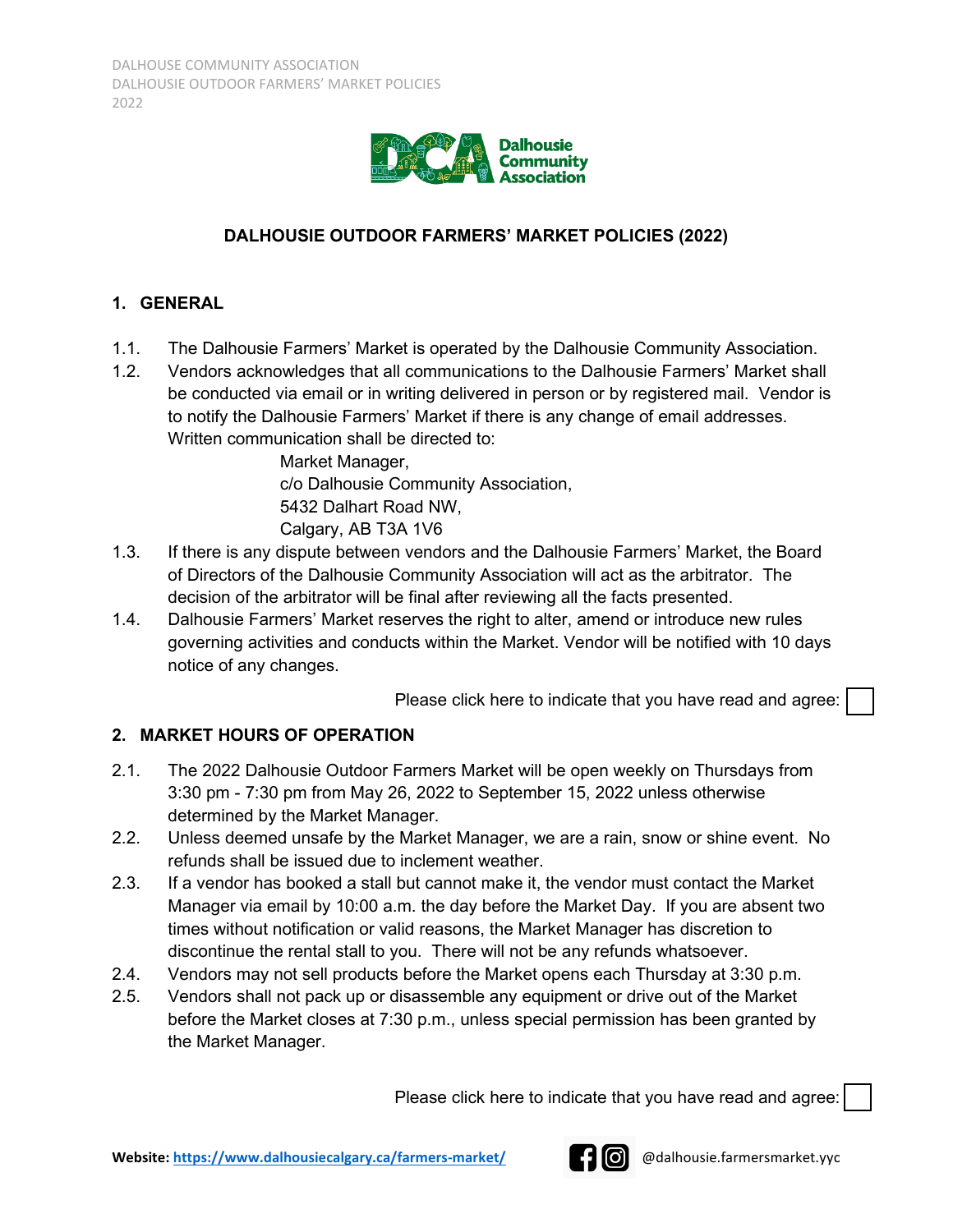# DALHOUSIE OUTDOOR FARMERS' MARKET POLICIES (2022)

## 1. GENERAL

1.1. The Dalhousie Farmers' Market is operated by the Dalhousie Community Association.

1.2. Vendors acknowledges that all communications to the Dalhousie Farmers' Market shall be conducted via email or in writing delivered in person or by registered mail. Vendor is to notify the Dalhousie Farmers' Market if there is any change of email addresses. Written communication shall be directed to:

Market Manager,
c/o Dalhousie Community Association,
5432 Dalhart Road NW,
Calgary, AB T3A 1V6

1.3. If there is any dispute between vendors and the Dalhousie Farmers' Market, the Board of Directors of the Dalhousie Community Association will act as the arbitrator. The decision of the arbitrator will be final after reviewing all the facts presented.

1.4. Dalhousie Farmers' Market reserves the right to alter, amend or introduce new rules governing activities and conducts within the Market. Vendor will be notified with 10 days notice of any changes.

Please click here to indicate that you have read and agree: ☐

## 2. MARKET HOURS OF OPERATION

2.1. The 2022 Dalhousie Outdoor Farmers Market will be open weekly on Thursdays from 3:30 pm - 7:30 pm from May 26, 2022 to September 15, 2022 unless otherwise determined by the Market Manager.

2.2. Unless deemed unsafe by the Market Manager, we are a rain, snow or shine event. No refunds shall be issued due to inclement weather.

2.3. If a vendor has booked a stall but cannot make it, the vendor must contact the Market Manager via email by 10:00 a.m. the day before the Market Day. If you are absent two times without notification or valid reasons, the Market Manager has discretion to discontinue the rental stall to you. There will not be any refunds whatsoever.

2.4. Vendors may not sell products before the Market opens each Thursday at 3:30 p.m.

2.5. Vendors shall not pack up or disassemble any equipment or drive out of the Market before the Market closes at 7:30 p.m., unless special permission has been granted by the Market Manager.

Please click here to indicate that you have read and agree: ☐

**Website:** https://www.dalhousiecalgary.ca/farmers-market/ @dalhousie.farmersmarket.yyc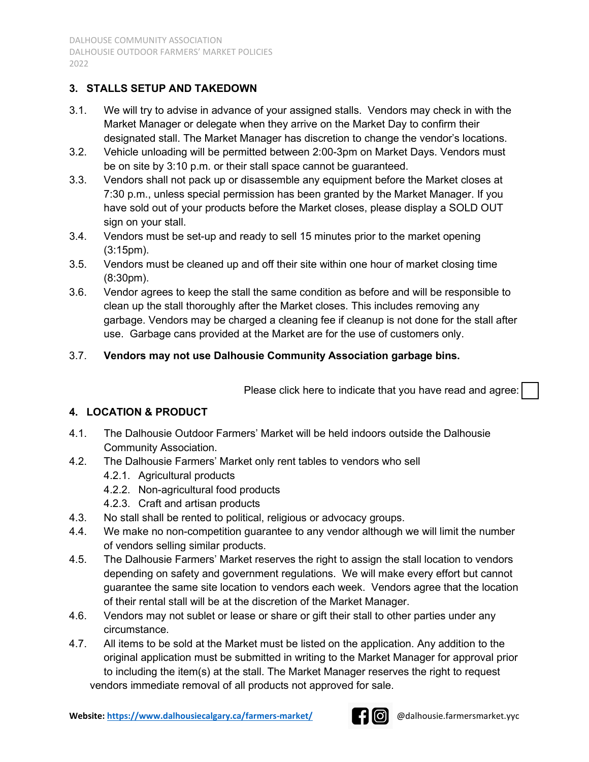## 3. STALLS SETUP AND TAKEDOWN

3.1. We will try to advise in advance of your assigned stalls. Vendors may check in with the Market Manager or delegate when they arrive on the Market Day to confirm their designated stall. The Market Manager has discretion to change the vendor's locations.

3.2. Vehicle unloading will be permitted between 2:00-3pm on Market Days. Vendors must be on site by 3:10 p.m. or their stall space cannot be guaranteed.

3.3. Vendors shall not pack up or disassemble any equipment before the Market closes at 7:30 p.m., unless special permission has been granted by the Market Manager. If you have sold out of your products before the Market closes, please display a SOLD OUT sign on your stall.

3.4. Vendors must be set-up and ready to sell 15 minutes prior to the market opening (3:15pm).

3.5. Vendors must be cleaned up and off their site within one hour of market closing time (8:30pm).

3.6. Vendor agrees to keep the stall the same condition as before and will be responsible to clean up the stall thoroughly after the Market closes. This includes removing any garbage. Vendors may be charged a cleaning fee if cleanup is not done for the stall after use. Garbage cans provided at the Market are for the use of customers only.

3.7. **Vendors may not use Dalhousie Community Association garbage bins.**

Please click here to indicate that you have read and agree: ☐

## 4. LOCATION & PRODUCT

4.1. The Dalhousie Outdoor Farmers' Market will be held indoors outside the Dalhousie Community Association.

4.2. The Dalhousie Farmers' Market only rent tables to vendors who sell

- 4.2.1. Agricultural products
- 4.2.2. Non-agricultural food products
- 4.2.3. Craft and artisan products

4.3. No stall shall be rented to political, religious or advocacy groups.

4.4. We make no non-competition guarantee to any vendor although we will limit the number of vendors selling similar products.

4.5. The Dalhousie Farmers' Market reserves the right to assign the stall location to vendors depending on safety and government regulations. We will make every effort but cannot guarantee the same site location to vendors each week. Vendors agree that the location of their rental stall will be at the discretion of the Market Manager.

4.6. Vendors may not sublet or lease or share or gift their stall to other parties under any circumstance.

4.7. All items to be sold at the Market must be listed on the application. Any addition to the original application must be submitted in writing to the Market Manager for approval prior to including the item(s) at the stall. The Market Manager reserves the right to request vendors immediate removal of all products not approved for sale.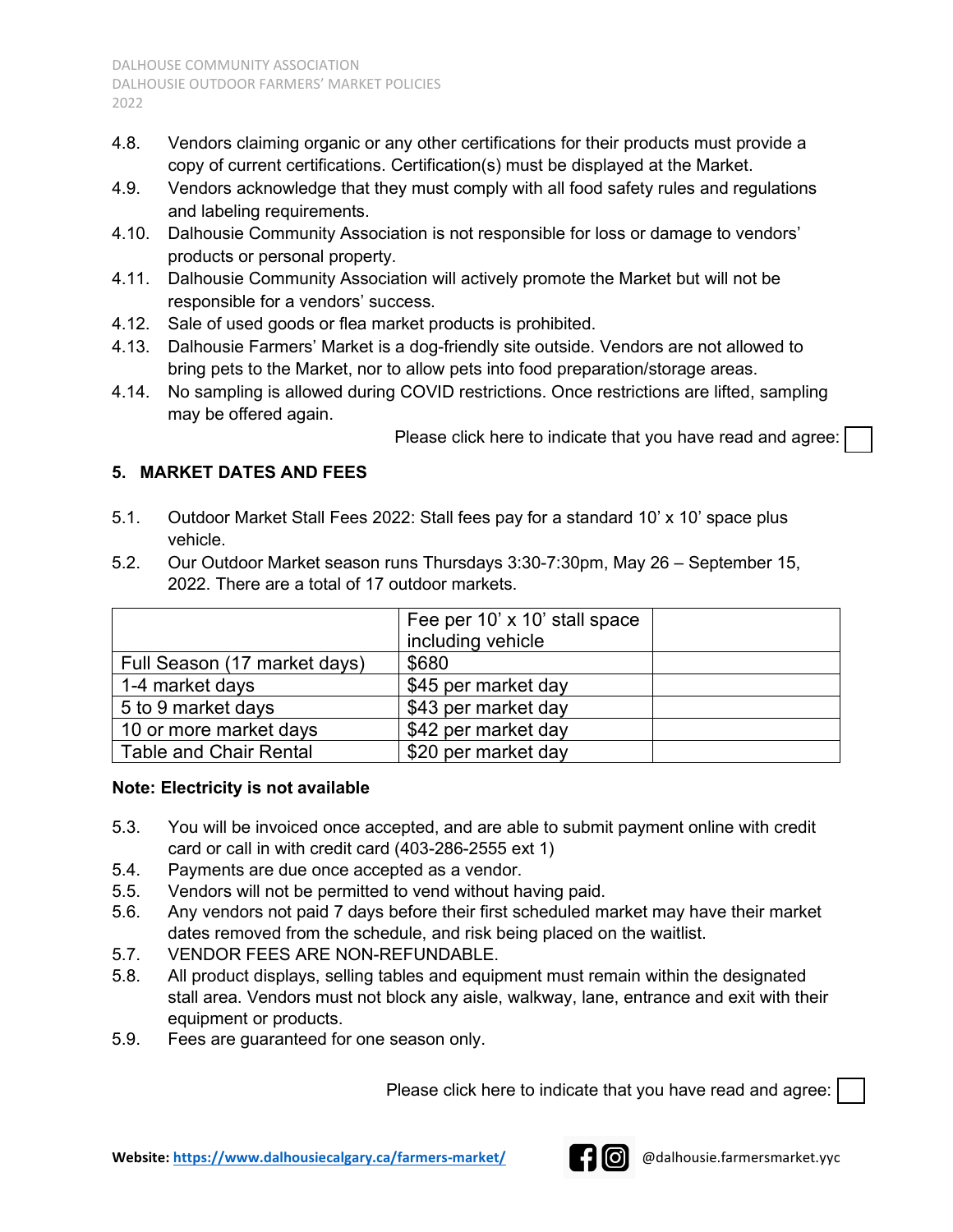4.8. Vendors claiming organic or any other certifications for their products must provide a copy of current certifications. Certification(s) must be displayed at the Market.

4.9. Vendors acknowledge that they must comply with all food safety rules and regulations and labeling requirements.

4.10. Dalhousie Community Association is not responsible for loss or damage to vendors' products or personal property.

4.11. Dalhousie Community Association will actively promote the Market but will not be responsible for a vendors' success.

4.12. Sale of used goods or flea market products is prohibited.

4.13. Dalhousie Farmers' Market is a dog-friendly site outside. Vendors are not allowed to bring pets to the Market, nor to allow pets into food preparation/storage areas.

4.14. No sampling is allowed during COVID restrictions. Once restrictions are lifted, sampling may be offered again.

Please click here to indicate that you have read and agree: ☐

## 5. MARKET DATES AND FEES

5.1. Outdoor Market Stall Fees 2022: Stall fees pay for a standard 10' x 10' space plus vehicle.

5.2. Our Outdoor Market season runs Thursdays 3:30-7:30pm, May 26 – September 15, 2022. There are a total of 17 outdoor markets.

| | Fee per 10' x 10' stall space including vehicle | |
|---|---|---|
| Full Season (17 market days) | $680 | |
| 1-4 market days | $45 per market day | |
| 5 to 9 market days | $43 per market day | |
| 10 or more market days | $42 per market day | |
| Table and Chair Rental | $20 per market day | |

**Note: Electricity is not available**

5.3. You will be invoiced once accepted, and are able to submit payment online with credit card or call in with credit card (403-286-2555 ext 1)

5.4. Payments are due once accepted as a vendor.

5.5. Vendors will not be permitted to vend without having paid.

5.6. Any vendors not paid 7 days before their first scheduled market may have their market dates removed from the schedule, and risk being placed on the waitlist.

5.7. VENDOR FEES ARE NON-REFUNDABLE.

5.8. All product displays, selling tables and equipment must remain within the designated stall area. Vendors must not block any aisle, walkway, lane, entrance and exit with their equipment or products.

5.9. Fees are guaranteed for one season only.

Please click here to indicate that you have read and agree: ☐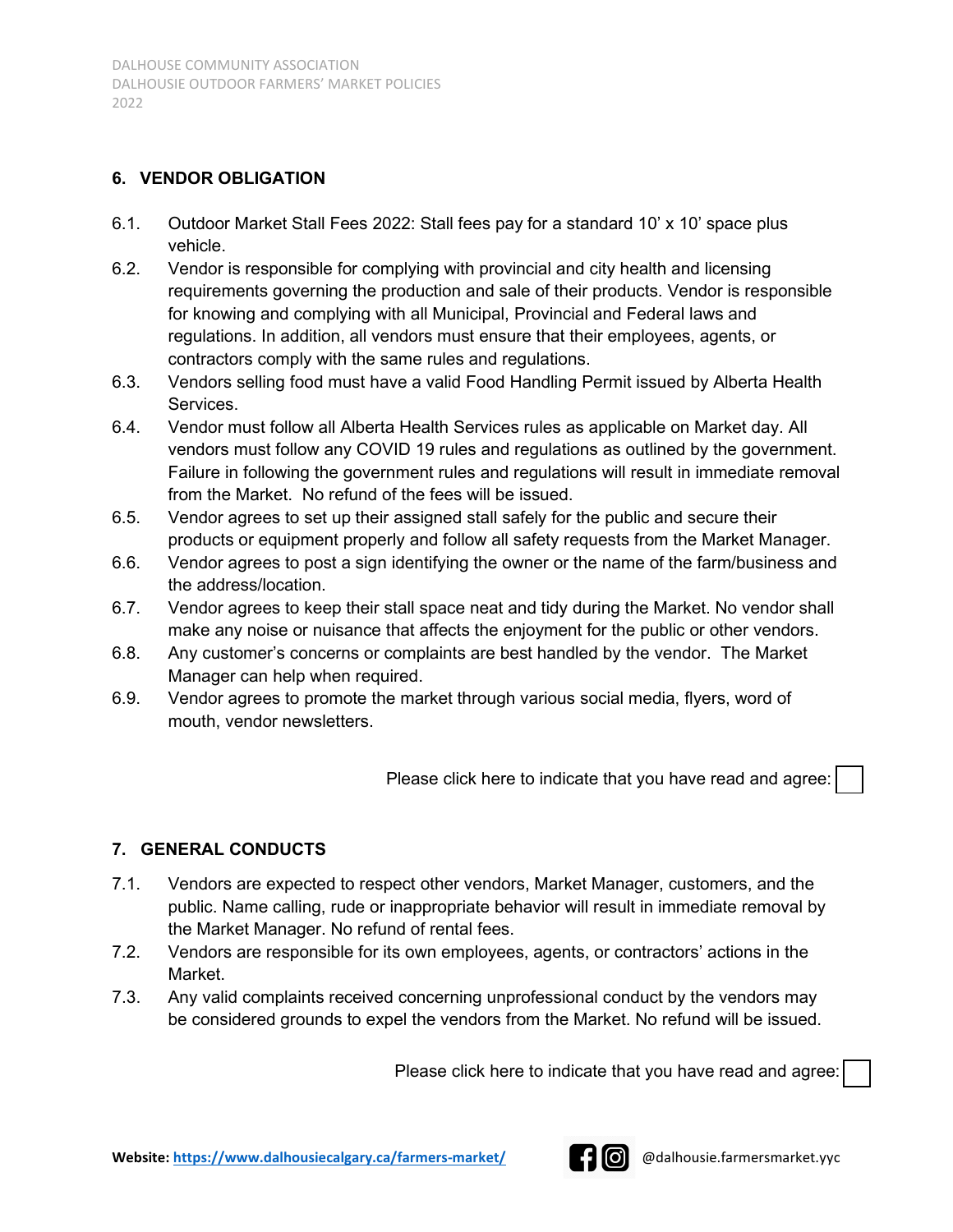## 6. VENDOR OBLIGATION

6.1. Outdoor Market Stall Fees 2022: Stall fees pay for a standard 10' x 10' space plus vehicle.

6.2. Vendor is responsible for complying with provincial and city health and licensing requirements governing the production and sale of their products. Vendor is responsible for knowing and complying with all Municipal, Provincial and Federal laws and regulations. In addition, all vendors must ensure that their employees, agents, or contractors comply with the same rules and regulations.

6.3. Vendors selling food must have a valid Food Handling Permit issued by Alberta Health Services.

6.4. Vendor must follow all Alberta Health Services rules as applicable on Market day. All vendors must follow any COVID 19 rules and regulations as outlined by the government. Failure in following the government rules and regulations will result in immediate removal from the Market. No refund of the fees will be issued.

6.5. Vendor agrees to set up their assigned stall safely for the public and secure their products or equipment properly and follow all safety requests from the Market Manager.

6.6. Vendor agrees to post a sign identifying the owner or the name of the farm/business and the address/location.

6.7. Vendor agrees to keep their stall space neat and tidy during the Market. No vendor shall make any noise or nuisance that affects the enjoyment for the public or other vendors.

6.8. Any customer's concerns or complaints are best handled by the vendor. The Market Manager can help when required.

6.9. Vendor agrees to promote the market through various social media, flyers, word of mouth, vendor newsletters.

Please click here to indicate that you have read and agree: ☐

## 7. GENERAL CONDUCTS

7.1. Vendors are expected to respect other vendors, Market Manager, customers, and the public. Name calling, rude or inappropriate behavior will result in immediate removal by the Market Manager. No refund of rental fees.

7.2. Vendors are responsible for its own employees, agents, or contractors' actions in the Market.

7.3. Any valid complaints received concerning unprofessional conduct by the vendors may be considered grounds to expel the vendors from the Market. No refund will be issued.

Please click here to indicate that you have read and agree: ☐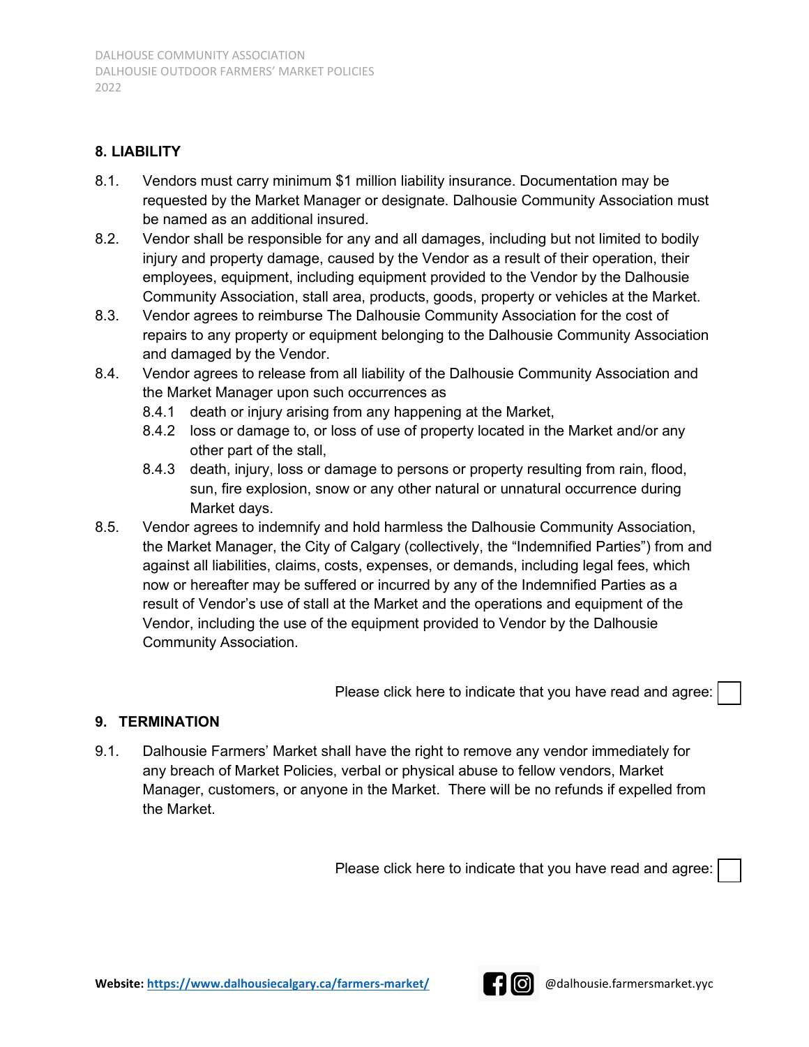## 8. LIABILITY

8.1. Vendors must carry minimum $1 million liability insurance. Documentation may be requested by the Market Manager or designate. Dalhousie Community Association must be named as an additional insured.

8.2. Vendor shall be responsible for any and all damages, including but not limited to bodily injury and property damage, caused by the Vendor as a result of their operation, their employees, equipment, including equipment provided to the Vendor by the Dalhousie Community Association, stall area, products, goods, property or vehicles at the Market.

8.3. Vendor agrees to reimburse The Dalhousie Community Association for the cost of repairs to any property or equipment belonging to the Dalhousie Community Association and damaged by the Vendor.

8.4. Vendor agrees to release from all liability of the Dalhousie Community Association and the Market Manager upon such occurrences as

- 8.4.1 death or injury arising from any happening at the Market,
- 8.4.2 loss or damage to, or loss of use of property located in the Market and/or any other part of the stall,
- 8.4.3 death, injury, loss or damage to persons or property resulting from rain, flood, sun, fire explosion, snow or any other natural or unnatural occurrence during Market days.

8.5. Vendor agrees to indemnify and hold harmless the Dalhousie Community Association, the Market Manager, the City of Calgary (collectively, the "Indemnified Parties") from and against all liabilities, claims, costs, expenses, or demands, including legal fees, which now or hereafter may be suffered or incurred by any of the Indemnified Parties as a result of Vendor's use of stall at the Market and the operations and equipment of the Vendor, including the use of the equipment provided to Vendor by the Dalhousie Community Association.

Please click here to indicate that you have read and agree: ☐

## 9. TERMINATION

9.1. Dalhousie Farmers' Market shall have the right to remove any vendor immediately for any breach of Market Policies, verbal or physical abuse to fellow vendors, Market Manager, customers, or anyone in the Market. There will be no refunds if expelled from the Market.

Please click here to indicate that you have read and agree: ☐

**Website:** https://www.dalhousiecalgary.ca/farmers-market/ @dalhousie.farmersmarket.yyc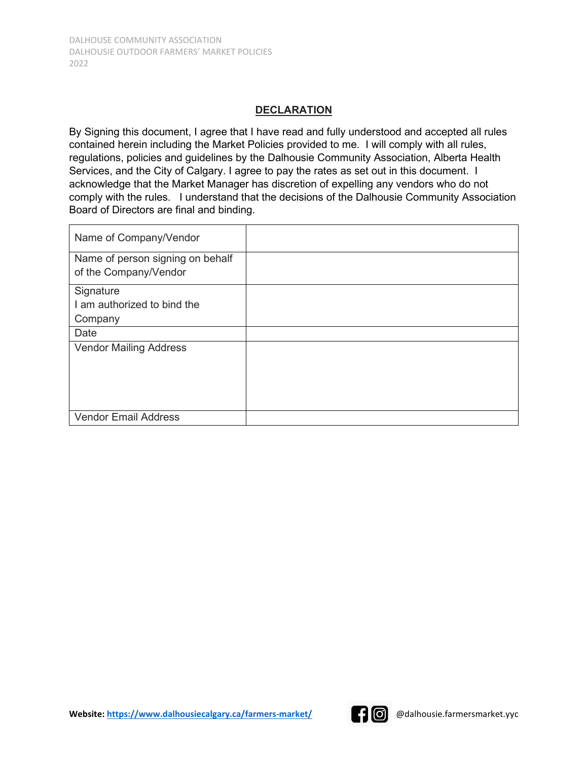## DECLARATION

By Signing this document, I agree that I have read and fully understood and accepted all rules contained herein including the Market Policies provided to me. I will comply with all rules, regulations, policies and guidelines by the Dalhousie Community Association, Alberta Health Services, and the City of Calgary. I agree to pay the rates as set out in this document. I acknowledge that the Market Manager has discretion of expelling any vendors who do not comply with the rules. I understand that the decisions of the Dalhousie Community Association Board of Directors are final and binding.

| | |
|---|---|
| Name of Company/Vendor | |
| Name of person signing on behalf of the Company/Vendor | |
| Signature<br>I am authorized to bind the Company | |
| Date | |
| Vendor Mailing Address | |
| Vendor Email Address | |

**Website:** https://www.dalhousiecalgary.ca/farmers-market/ @dalhousie.farmersmarket.yyc